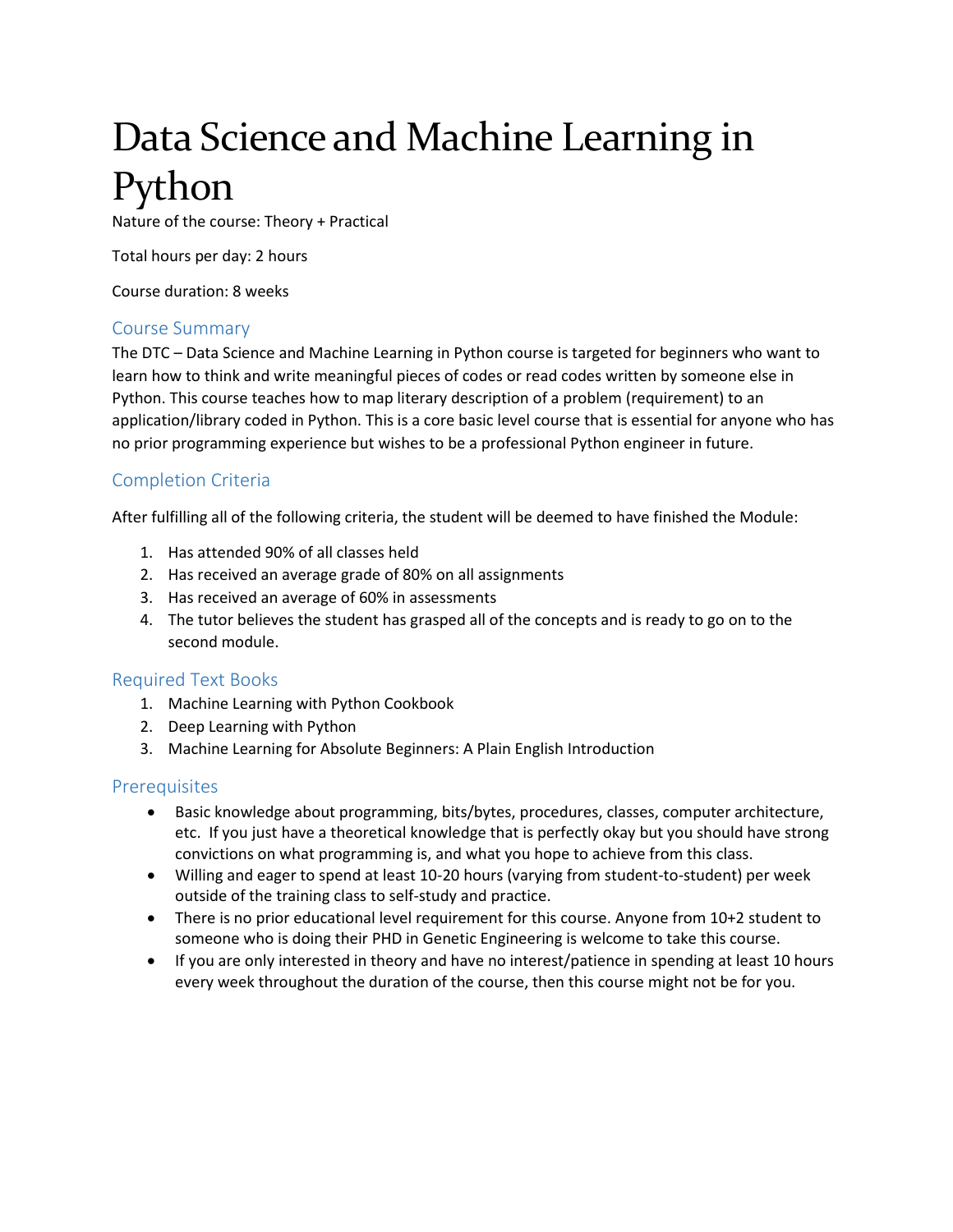# Data Science and Machine Learning in Python

Nature of the course: Theory + Practical

Total hours per day: 2 hours

Course duration: 8 weeks

## Course Summary

The DTC – Data Science and Machine Learning in Python course is targeted for beginners who want to learn how to think and write meaningful pieces of codes or read codes written by someone else in Python. This course teaches how to map literary description of a problem (requirement) to an application/library coded in Python. This is a core basic level course that is essential for anyone who has no prior programming experience but wishes to be a professional Python engineer in future.

## Completion Criteria

After fulfilling all of the following criteria, the student will be deemed to have finished the Module:

1. Has attended 90% of all classes held
2. Has received an average grade of 80% on all assignments
3. Has received an average of 60% in assessments
4. The tutor believes the student has grasped all of the concepts and is ready to go on to the second module.

## Required Text Books

1. Machine Learning with Python Cookbook
2. Deep Learning with Python
3. Machine Learning for Absolute Beginners: A Plain English Introduction

## Prerequisites

- Basic knowledge about programming, bits/bytes, procedures, classes, computer architecture, etc. If you just have a theoretical knowledge that is perfectly okay but you should have strong convictions on what programming is, and what you hope to achieve from this class.
- Willing and eager to spend at least 10-20 hours (varying from student-to-student) per week outside of the training class to self-study and practice.
- There is no prior educational level requirement for this course. Anyone from 10+2 student to someone who is doing their PHD in Genetic Engineering is welcome to take this course.
- If you are only interested in theory and have no interest/patience in spending at least 10 hours every week throughout the duration of the course, then this course might not be for you.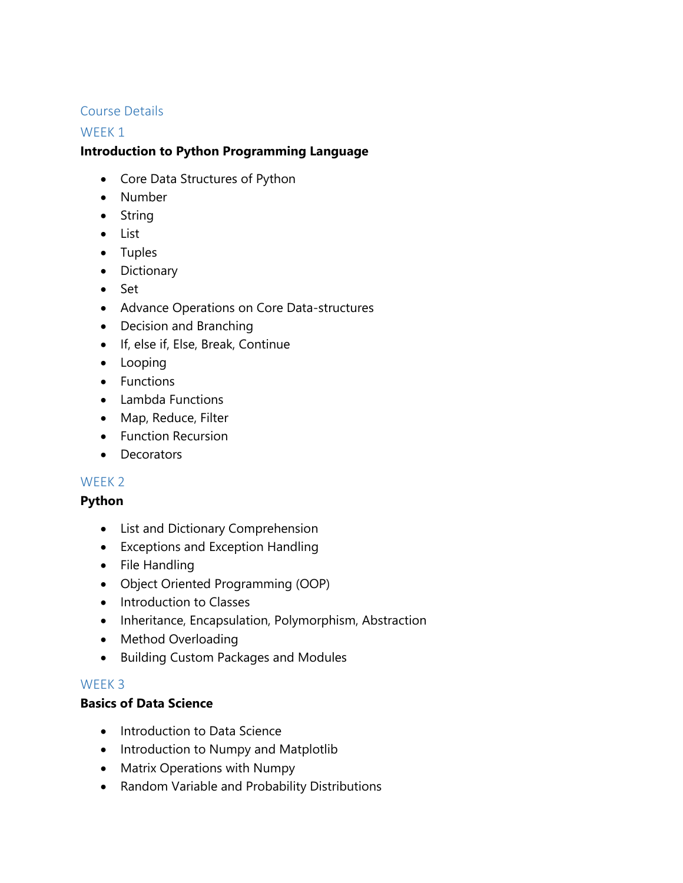## Course Details

### WEEK 1

**Introduction to Python Programming Language**

- Core Data Structures of Python
- Number
- String
- List
- Tuples
- Dictionary
- Set
- Advance Operations on Core Data-structures
- Decision and Branching
- If, else if, Else, Break, Continue
- Looping
- Functions
- Lambda Functions
- Map, Reduce, Filter
- Function Recursion
- Decorators

### WEEK 2

**Python**

- List and Dictionary Comprehension
- Exceptions and Exception Handling
- File Handling
- Object Oriented Programming (OOP)
- Introduction to Classes
- Inheritance, Encapsulation, Polymorphism, Abstraction
- Method Overloading
- Building Custom Packages and Modules

### WEEK 3

**Basics of Data Science**

- Introduction to Data Science
- Introduction to Numpy and Matplotlib
- Matrix Operations with Numpy
- Random Variable and Probability Distributions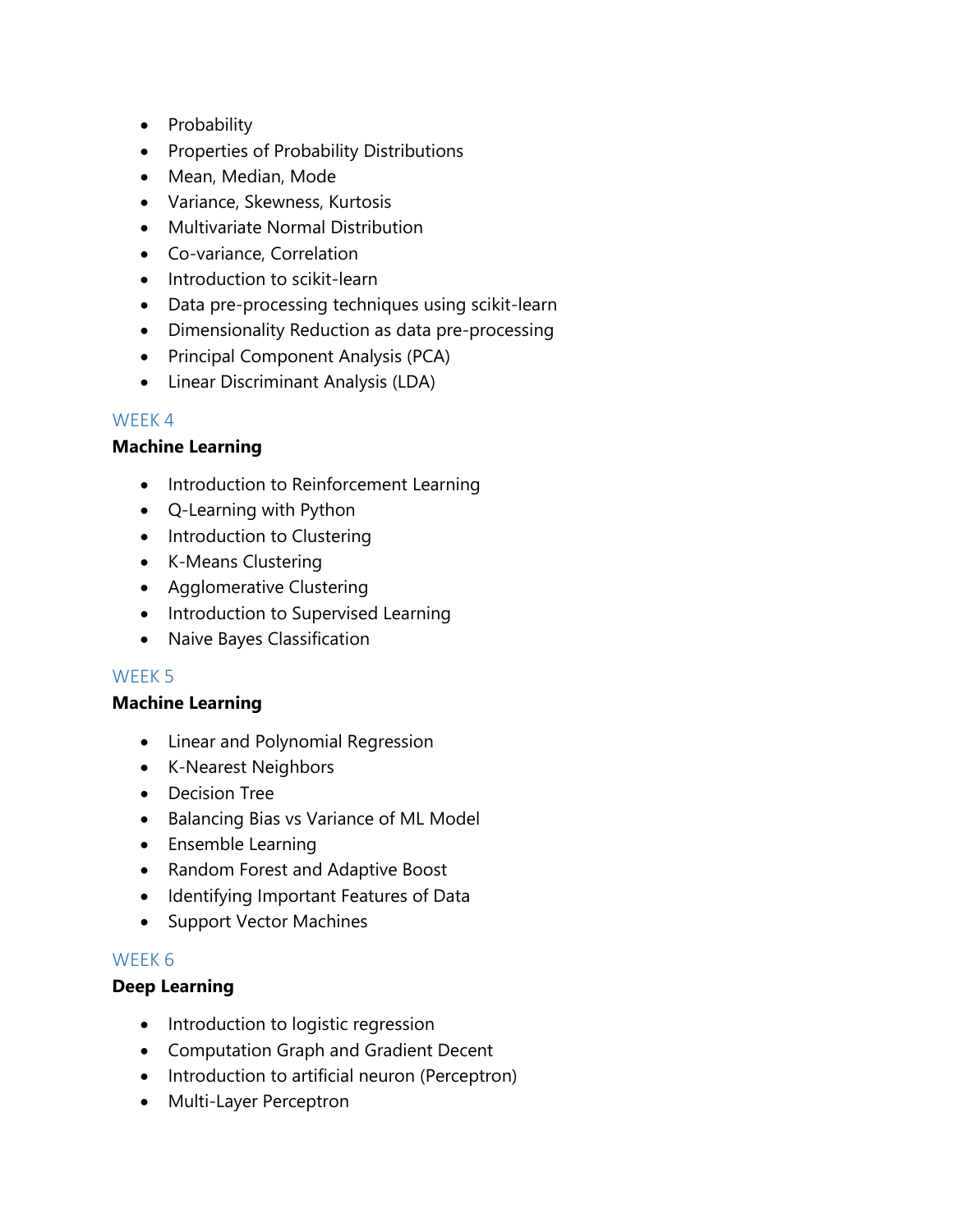- Probability
- Properties of Probability Distributions
- Mean, Median, Mode
- Variance, Skewness, Kurtosis
- Multivariate Normal Distribution
- Co-variance, Correlation
- Introduction to scikit-learn
- Data pre-processing techniques using scikit-learn
- Dimensionality Reduction as data pre-processing
- Principal Component Analysis (PCA)
- Linear Discriminant Analysis (LDA)

## WEEK 4

**Machine Learning**

- Introduction to Reinforcement Learning
- Q-Learning with Python
- Introduction to Clustering
- K-Means Clustering
- Agglomerative Clustering
- Introduction to Supervised Learning
- Naive Bayes Classification

## WEEK 5

**Machine Learning**

- Linear and Polynomial Regression
- K-Nearest Neighbors
- Decision Tree
- Balancing Bias vs Variance of ML Model
- Ensemble Learning
- Random Forest and Adaptive Boost
- Identifying Important Features of Data
- Support Vector Machines

## WEEK 6

**Deep Learning**

- Introduction to logistic regression
- Computation Graph and Gradient Decent
- Introduction to artificial neuron (Perceptron)
- Multi-Layer Perceptron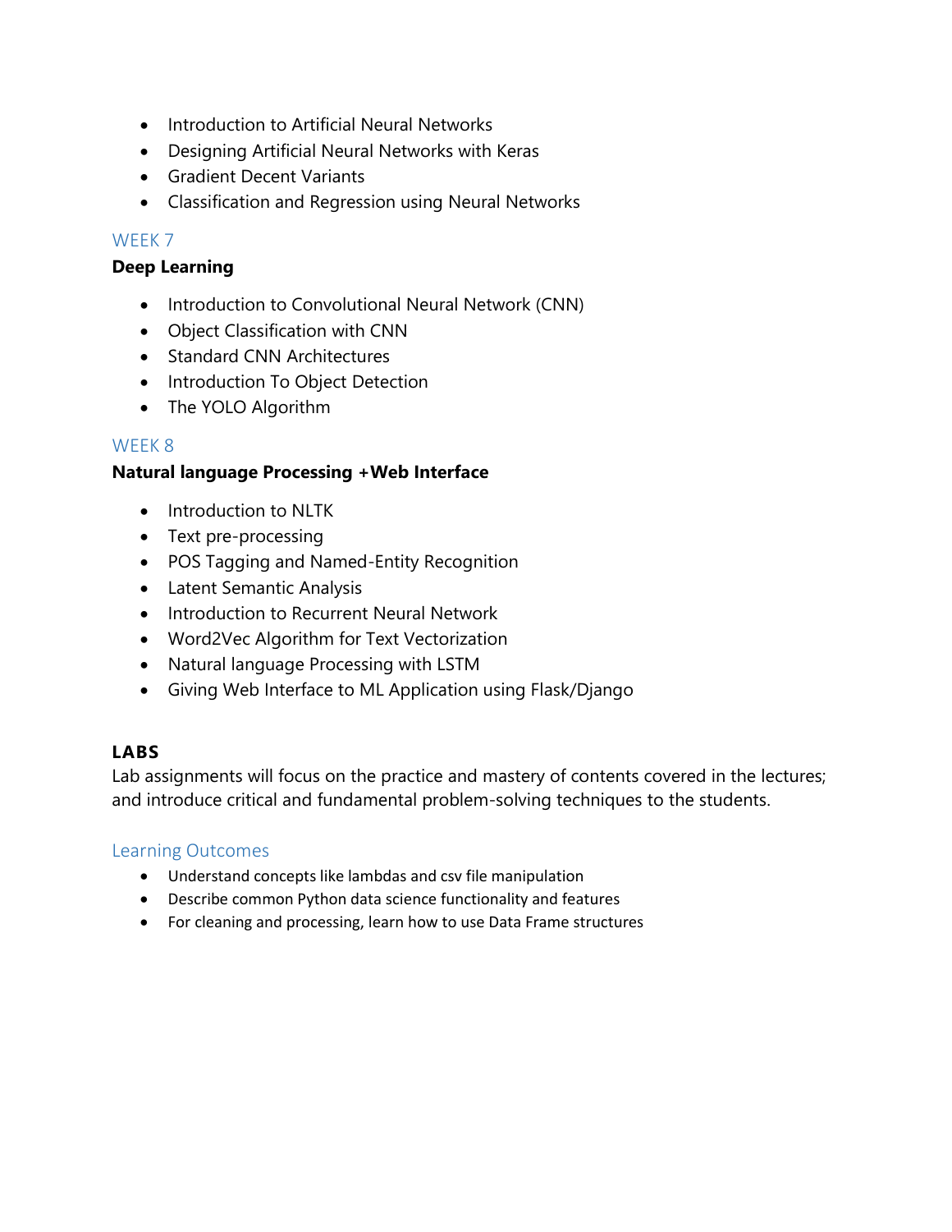- Introduction to Artificial Neural Networks
- Designing Artificial Neural Networks with Keras
- Gradient Decent Variants
- Classification and Regression using Neural Networks

### WEEK 7

**Deep Learning**

- Introduction to Convolutional Neural Network (CNN)
- Object Classification with CNN
- Standard CNN Architectures
- Introduction To Object Detection
- The YOLO Algorithm

### WEEK 8

**Natural language Processing +Web Interface**

- Introduction to NLTK
- Text pre-processing
- POS Tagging and Named-Entity Recognition
- Latent Semantic Analysis
- Introduction to Recurrent Neural Network
- Word2Vec Algorithm for Text Vectorization
- Natural language Processing with LSTM
- Giving Web Interface to ML Application using Flask/Django

**LABS**

Lab assignments will focus on the practice and mastery of contents covered in the lectures; and introduce critical and fundamental problem-solving techniques to the students.

### Learning Outcomes

- Understand concepts like lambdas and csv file manipulation
- Describe common Python data science functionality and features
- For cleaning and processing, learn how to use Data Frame structures